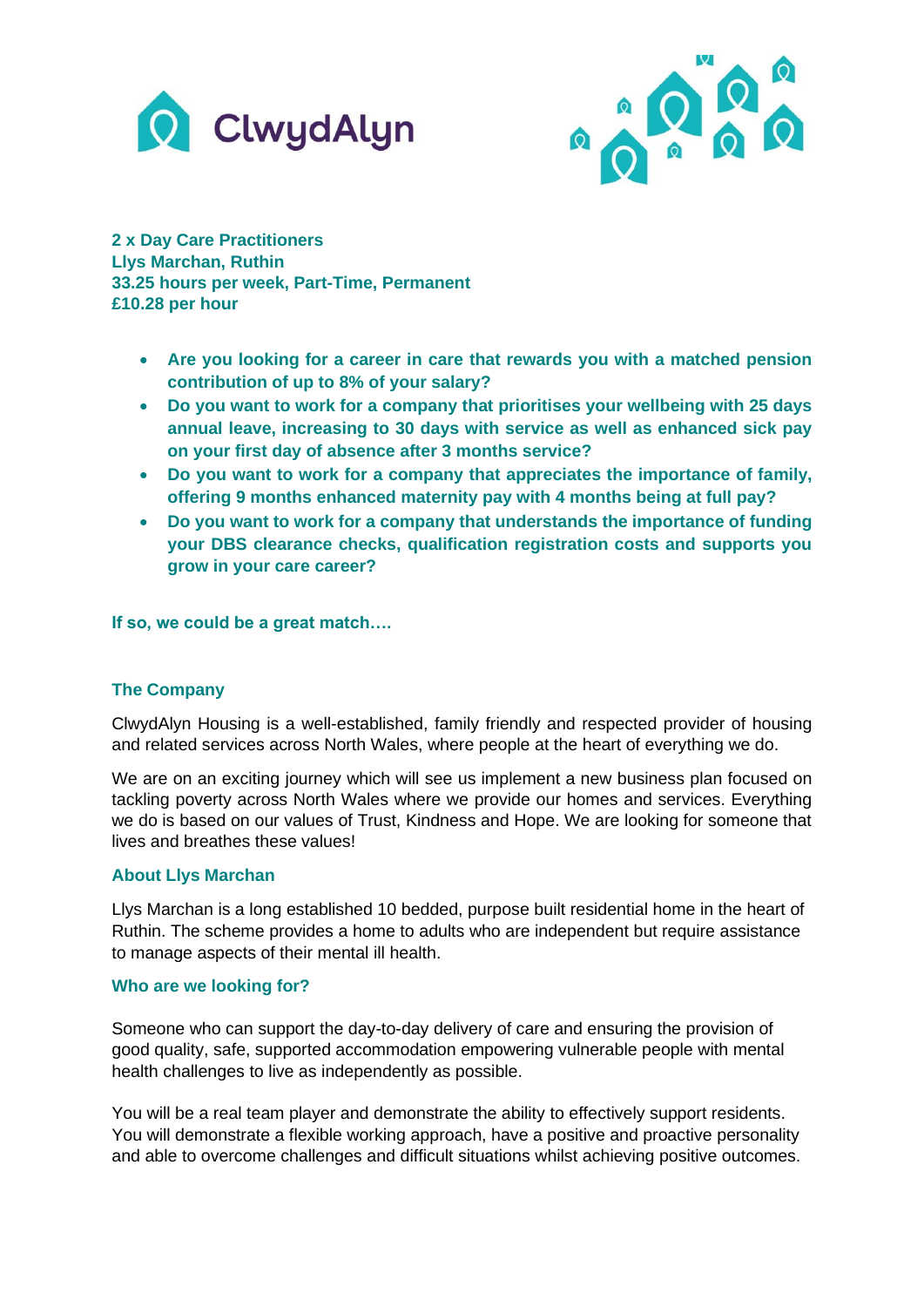**2 x Day Care Practitioners**
**Llys Marchan, Ruthin**
**33.25 hours per week, Part-Time, Permanent**
**£10.28 per hour**

- **Are you looking for a career in care that rewards you with a matched pension contribution of up to 8% of your salary?**
- **Do you want to work for a company that prioritises your wellbeing with 25 days annual leave, increasing to 30 days with service as well as enhanced sick pay on your first day of absence after 3 months service?**
- **Do you want to work for a company that appreciates the importance of family, offering 9 months enhanced maternity pay with 4 months being at full pay?**
- **Do you want to work for a company that understands the importance of funding your DBS clearance checks, qualification registration costs and supports you grow in your care career?**

**If so, we could be a great match….**

## The Company

ClwydAlyn Housing is a well-established, family friendly and respected provider of housing and related services across North Wales, where people at the heart of everything we do.

We are on an exciting journey which will see us implement a new business plan focused on tackling poverty across North Wales where we provide our homes and services. Everything we do is based on our values of Trust, Kindness and Hope. We are looking for someone that lives and breathes these values!

## About Llys Marchan

Llys Marchan is a long established 10 bedded, purpose built residential home in the heart of Ruthin. The scheme provides a home to adults who are independent but require assistance to manage aspects of their mental ill health.

## Who are we looking for?

Someone who can support the day-to-day delivery of care and ensuring the provision of good quality, safe, supported accommodation empowering vulnerable people with mental health challenges to live as independently as possible.

You will be a real team player and demonstrate the ability to effectively support residents. You will demonstrate a flexible working approach, have a positive and proactive personality and able to overcome challenges and difficult situations whilst achieving positive outcomes.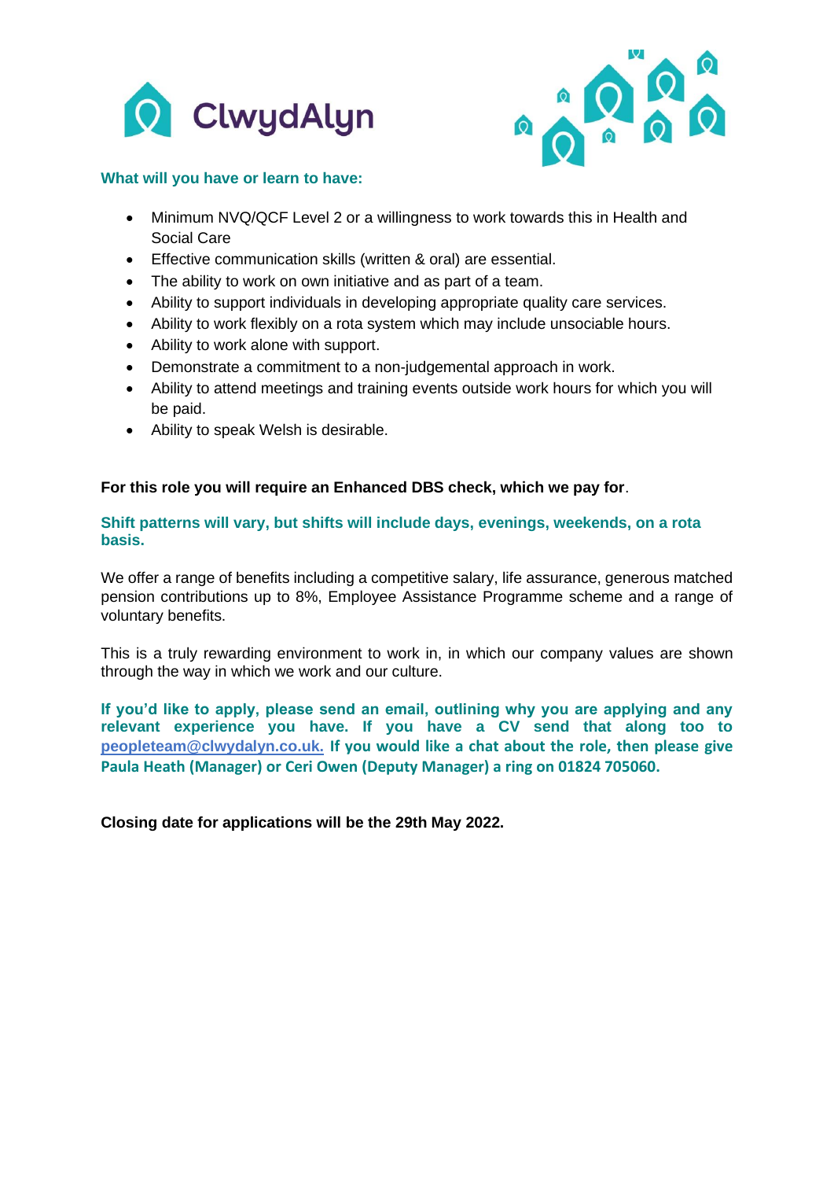ClwydAlyn

### What will you have or learn to have:

- Minimum NVQ/QCF Level 2 or a willingness to work towards this in Health and Social Care
- Effective communication skills (written & oral) are essential.
- The ability to work on own initiative and as part of a team.
- Ability to support individuals in developing appropriate quality care services.
- Ability to work flexibly on a rota system which may include unsociable hours.
- Ability to work alone with support.
- Demonstrate a commitment to a non-judgemental approach in work.
- Ability to attend meetings and training events outside work hours for which you will be paid.
- Ability to speak Welsh is desirable.

**For this role you will require an Enhanced DBS check, which we pay for**.

**Shift patterns will vary, but shifts will include days, evenings, weekends, on a rota basis.**

We offer a range of benefits including a competitive salary, life assurance, generous matched pension contributions up to 8%, Employee Assistance Programme scheme and a range of voluntary benefits.

This is a truly rewarding environment to work in, in which our company values are shown through the way in which we work and our culture.

**If you'd like to apply, please send an email, outlining why you are applying and any relevant experience you have. If you have a CV send that along too to peopleteam@clwydalyn.co.uk. If you would like a chat about the role, then please give Paula Heath (Manager) or Ceri Owen (Deputy Manager) a ring on 01824 705060.**

**Closing date for applications will be the 29th May 2022.**